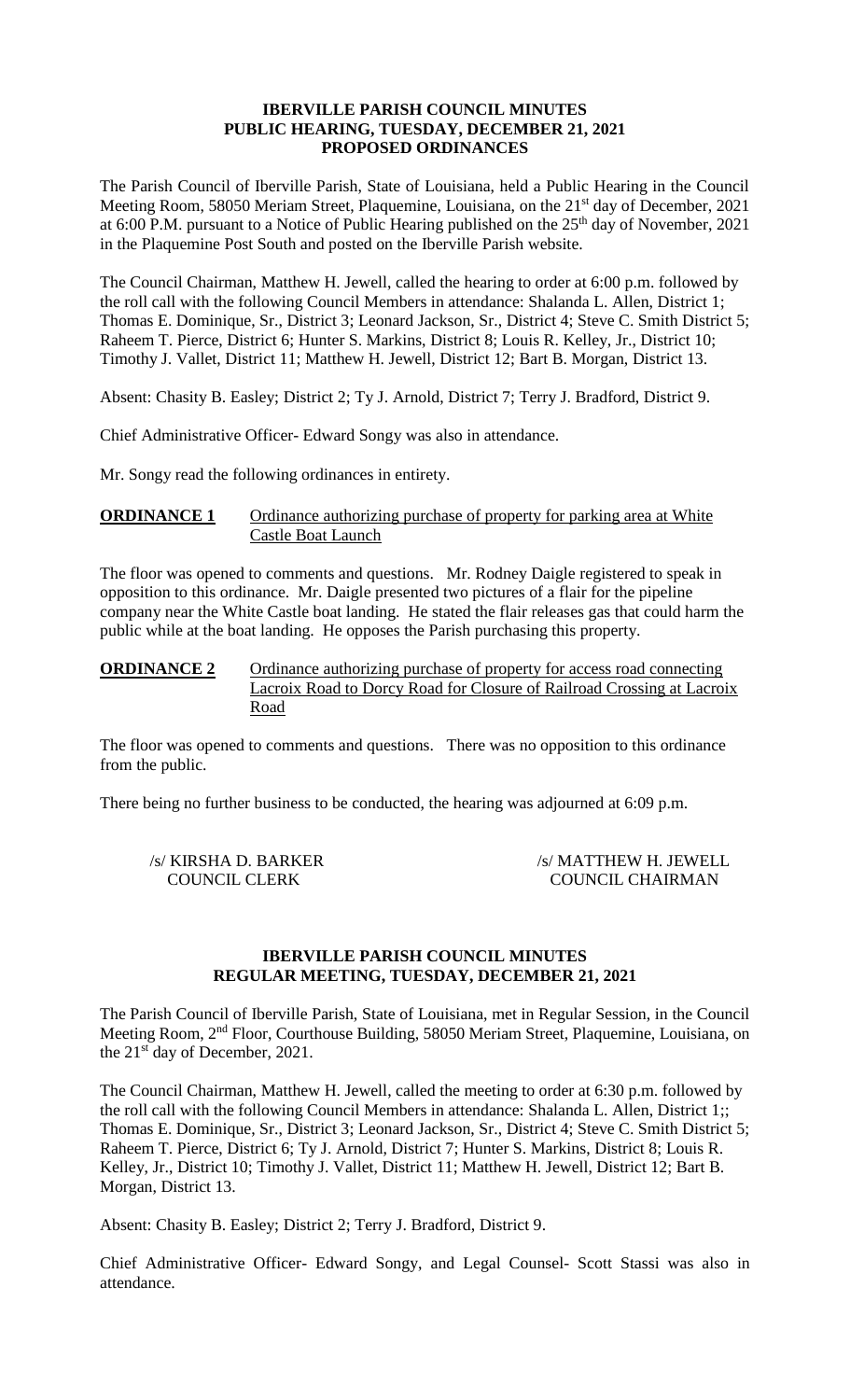# IBERVILLE PARISH COUNCIL MINUTES
## PUBLIC HEARING, TUESDAY, DECEMBER 21, 2021
## PROPOSED ORDINANCES

The Parish Council of Iberville Parish, State of Louisiana, held a Public Hearing in the Council Meeting Room, 58050 Meriam Street, Plaquemine, Louisiana, on the 21st day of December, 2021 at 6:00 P.M. pursuant to a Notice of Public Hearing published on the 25th day of November, 2021 in the Plaquemine Post South and posted on the Iberville Parish website.

The Council Chairman, Matthew H. Jewell, called the hearing to order at 6:00 p.m. followed by the roll call with the following Council Members in attendance: Shalanda L. Allen, District 1; Thomas E. Dominique, Sr., District 3; Leonard Jackson, Sr., District 4; Steve C. Smith District 5; Raheem T. Pierce, District 6; Hunter S. Markins, District 8; Louis R. Kelley, Jr., District 10; Timothy J. Vallet, District 11; Matthew H. Jewell, District 12; Bart B. Morgan, District 13.

Absent: Chasity B. Easley; District 2; Ty J. Arnold, District 7; Terry J. Bradford, District 9.

Chief Administrative Officer- Edward Songy was also in attendance.

Mr. Songy read the following ordinances in entirety.

**ORDINANCE 1** Ordinance authorizing purchase of property for parking area at White Castle Boat Launch

The floor was opened to comments and questions. Mr. Rodney Daigle registered to speak in opposition to this ordinance. Mr. Daigle presented two pictures of a flair for the pipeline company near the White Castle boat landing. He stated the flair releases gas that could harm the public while at the boat landing. He opposes the Parish purchasing this property.

**ORDINANCE 2** Ordinance authorizing purchase of property for access road connecting Lacroix Road to Dorcy Road for Closure of Railroad Crossing at Lacroix Road

The floor was opened to comments and questions. There was no opposition to this ordinance from the public.

There being no further business to be conducted, the hearing was adjourned at 6:09 p.m.

/s/ KIRSHA D. BARKER
COUNCIL CLERK

/s/ MATTHEW H. JEWELL
COUNCIL CHAIRMAN

# IBERVILLE PARISH COUNCIL MINUTES
## REGULAR MEETING, TUESDAY, DECEMBER 21, 2021

The Parish Council of Iberville Parish, State of Louisiana, met in Regular Session, in the Council Meeting Room, 2nd Floor, Courthouse Building, 58050 Meriam Street, Plaquemine, Louisiana, on the 21st day of December, 2021.

The Council Chairman, Matthew H. Jewell, called the meeting to order at 6:30 p.m. followed by the roll call with the following Council Members in attendance: Shalanda L. Allen, District 1;; Thomas E. Dominique, Sr., District 3; Leonard Jackson, Sr., District 4; Steve C. Smith District 5; Raheem T. Pierce, District 6; Ty J. Arnold, District 7; Hunter S. Markins, District 8; Louis R. Kelley, Jr., District 10; Timothy J. Vallet, District 11; Matthew H. Jewell, District 12; Bart B. Morgan, District 13.

Absent: Chasity B. Easley; District 2; Terry J. Bradford, District 9.

Chief Administrative Officer- Edward Songy, and Legal Counsel- Scott Stassi was also in attendance.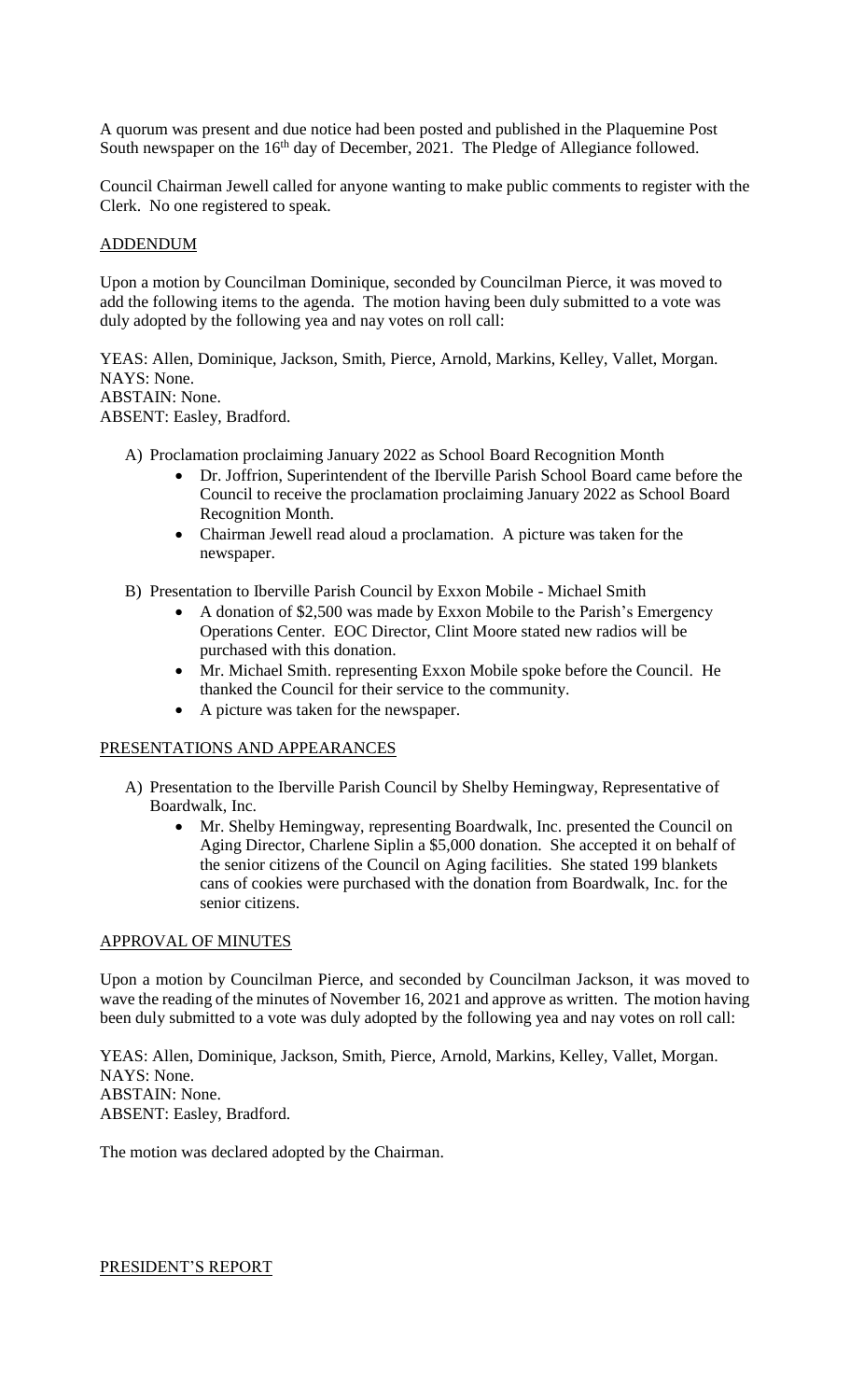A quorum was present and due notice had been posted and published in the Plaquemine Post South newspaper on the 16th day of December, 2021. The Pledge of Allegiance followed.

Council Chairman Jewell called for anyone wanting to make public comments to register with the Clerk. No one registered to speak.

## ADDENDUM

Upon a motion by Councilman Dominique, seconded by Councilman Pierce, it was moved to add the following items to the agenda. The motion having been duly submitted to a vote was duly adopted by the following yea and nay votes on roll call:

YEAS: Allen, Dominique, Jackson, Smith, Pierce, Arnold, Markins, Kelley, Vallet, Morgan.
NAYS: None.
ABSTAIN: None.
ABSENT: Easley, Bradford.

A) Proclamation proclaiming January 2022 as School Board Recognition Month
   - Dr. Joffrion, Superintendent of the Iberville Parish School Board came before the Council to receive the proclamation proclaiming January 2022 as School Board Recognition Month.
   - Chairman Jewell read aloud a proclamation. A picture was taken for the newspaper.

B) Presentation to Iberville Parish Council by Exxon Mobile - Michael Smith
   - A donation of $2,500 was made by Exxon Mobile to the Parish's Emergency Operations Center. EOC Director, Clint Moore stated new radios will be purchased with this donation.
   - Mr. Michael Smith. representing Exxon Mobile spoke before the Council. He thanked the Council for their service to the community.
   - A picture was taken for the newspaper.

## PRESENTATIONS AND APPEARANCES

A) Presentation to the Iberville Parish Council by Shelby Hemingway, Representative of Boardwalk, Inc.
   - Mr. Shelby Hemingway, representing Boardwalk, Inc. presented the Council on Aging Director, Charlene Siplin a $5,000 donation. She accepted it on behalf of the senior citizens of the Council on Aging facilities. She stated 199 blankets cans of cookies were purchased with the donation from Boardwalk, Inc. for the senior citizens.

## APPROVAL OF MINUTES

Upon a motion by Councilman Pierce, and seconded by Councilman Jackson, it was moved to wave the reading of the minutes of November 16, 2021 and approve as written. The motion having been duly submitted to a vote was duly adopted by the following yea and nay votes on roll call:

YEAS: Allen, Dominique, Jackson, Smith, Pierce, Arnold, Markins, Kelley, Vallet, Morgan.
NAYS: None.
ABSTAIN: None.
ABSENT: Easley, Bradford.

The motion was declared adopted by the Chairman.

## PRESIDENT'S REPORT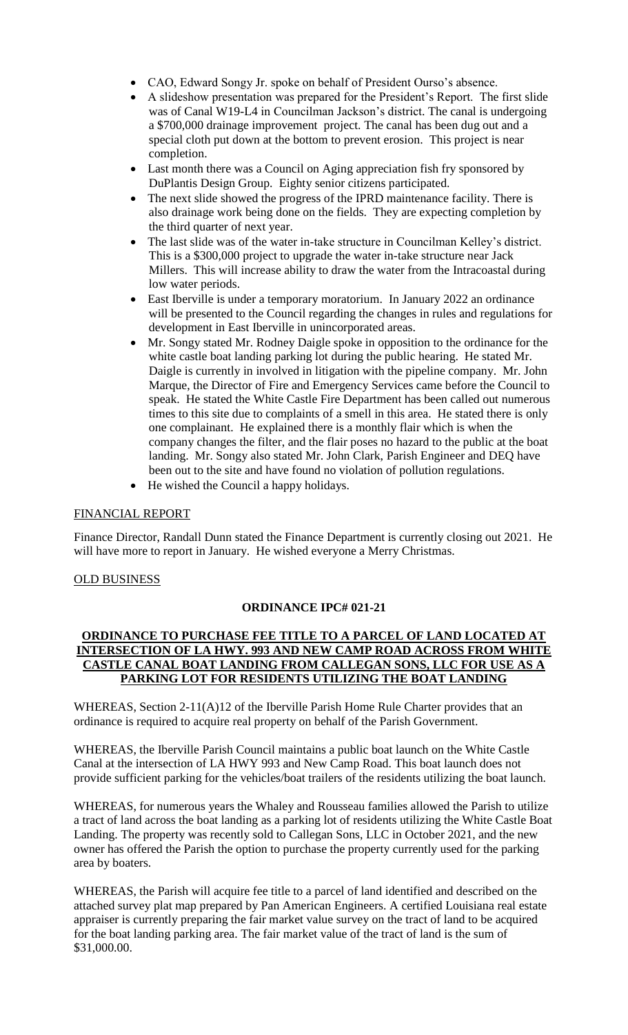- CAO, Edward Songy Jr. spoke on behalf of President Ourso's absence.
- A slideshow presentation was prepared for the President's Report. The first slide was of Canal W19-L4 in Councilman Jackson's district. The canal is undergoing a $700,000 drainage improvement project. The canal has been dug out and a special cloth put down at the bottom to prevent erosion. This project is near completion.
- Last month there was a Council on Aging appreciation fish fry sponsored by DuPlantis Design Group. Eighty senior citizens participated.
- The next slide showed the progress of the IPRD maintenance facility. There is also drainage work being done on the fields. They are expecting completion by the third quarter of next year.
- The last slide was of the water in-take structure in Councilman Kelley's district. This is a $300,000 project to upgrade the water in-take structure near Jack Millers. This will increase ability to draw the water from the Intracoastal during low water periods.
- East Iberville is under a temporary moratorium. In January 2022 an ordinance will be presented to the Council regarding the changes in rules and regulations for development in East Iberville in unincorporated areas.
- Mr. Songy stated Mr. Rodney Daigle spoke in opposition to the ordinance for the white castle boat landing parking lot during the public hearing. He stated Mr. Daigle is currently in involved in litigation with the pipeline company. Mr. John Marque, the Director of Fire and Emergency Services came before the Council to speak. He stated the White Castle Fire Department has been called out numerous times to this site due to complaints of a smell in this area. He stated there is only one complainant. He explained there is a monthly flair which is when the company changes the filter, and the flair poses no hazard to the public at the boat landing. Mr. Songy also stated Mr. John Clark, Parish Engineer and DEQ have been out to the site and have found no violation of pollution regulations.
- He wished the Council a happy holidays.

FINANCIAL REPORT

Finance Director, Randall Dunn stated the Finance Department is currently closing out 2021. He will have more to report in January. He wished everyone a Merry Christmas.

OLD BUSINESS

**ORDINANCE IPC# 021-21**

**ORDINANCE TO PURCHASE FEE TITLE TO A PARCEL OF LAND LOCATED AT INTERSECTION OF LA HWY. 993 AND NEW CAMP ROAD ACROSS FROM WHITE CASTLE CANAL BOAT LANDING FROM CALLEGAN SONS, LLC FOR USE AS A PARKING LOT FOR RESIDENTS UTILIZING THE BOAT LANDING**

WHEREAS, Section 2-11(A)12 of the Iberville Parish Home Rule Charter provides that an ordinance is required to acquire real property on behalf of the Parish Government.

WHEREAS, the Iberville Parish Council maintains a public boat launch on the White Castle Canal at the intersection of LA HWY 993 and New Camp Road. This boat launch does not provide sufficient parking for the vehicles/boat trailers of the residents utilizing the boat launch.

WHEREAS, for numerous years the Whaley and Rousseau families allowed the Parish to utilize a tract of land across the boat landing as a parking lot of residents utilizing the White Castle Boat Landing. The property was recently sold to Callegan Sons, LLC in October 2021, and the new owner has offered the Parish the option to purchase the property currently used for the parking area by boaters.

WHEREAS, the Parish will acquire fee title to a parcel of land identified and described on the attached survey plat map prepared by Pan American Engineers. A certified Louisiana real estate appraiser is currently preparing the fair market value survey on the tract of land to be acquired for the boat landing parking area. The fair market value of the tract of land is the sum of $31,000.00.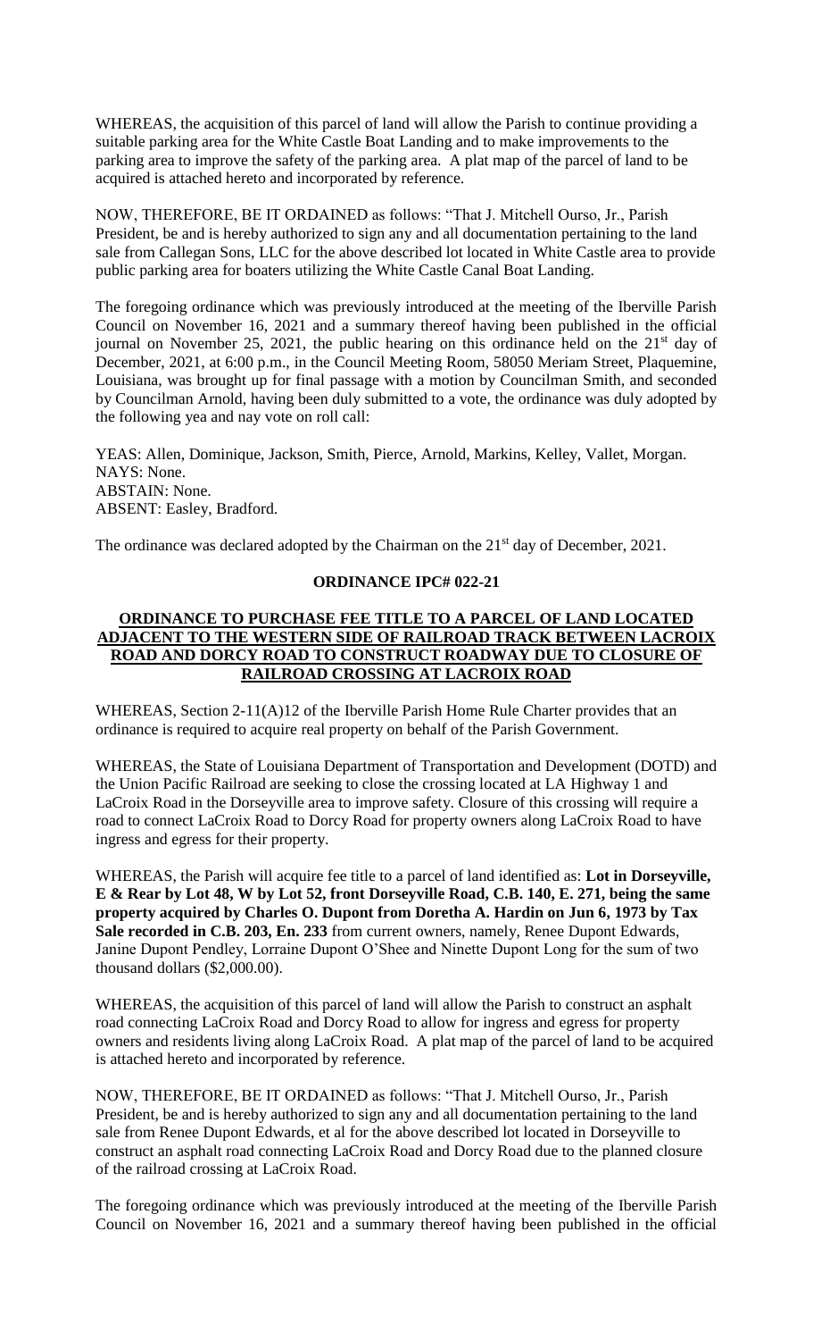WHEREAS, the acquisition of this parcel of land will allow the Parish to continue providing a suitable parking area for the White Castle Boat Landing and to make improvements to the parking area to improve the safety of the parking area. A plat map of the parcel of land to be acquired is attached hereto and incorporated by reference.

NOW, THEREFORE, BE IT ORDAINED as follows: "That J. Mitchell Ourso, Jr., Parish President, be and is hereby authorized to sign any and all documentation pertaining to the land sale from Callegan Sons, LLC for the above described lot located in White Castle area to provide public parking area for boaters utilizing the White Castle Canal Boat Landing.

The foregoing ordinance which was previously introduced at the meeting of the Iberville Parish Council on November 16, 2021 and a summary thereof having been published in the official journal on November 25, 2021, the public hearing on this ordinance held on the 21st day of December, 2021, at 6:00 p.m., in the Council Meeting Room, 58050 Meriam Street, Plaquemine, Louisiana, was brought up for final passage with a motion by Councilman Smith, and seconded by Councilman Arnold, having been duly submitted to a vote, the ordinance was duly adopted by the following yea and nay vote on roll call:

YEAS: Allen, Dominique, Jackson, Smith, Pierce, Arnold, Markins, Kelley, Vallet, Morgan.
NAYS: None.
ABSTAIN: None.
ABSENT: Easley, Bradford.

The ordinance was declared adopted by the Chairman on the 21st day of December, 2021.

**ORDINANCE IPC# 022-21**

**ORDINANCE TO PURCHASE FEE TITLE TO A PARCEL OF LAND LOCATED ADJACENT TO THE WESTERN SIDE OF RAILROAD TRACK BETWEEN LACROIX ROAD AND DORCY ROAD TO CONSTRUCT ROADWAY DUE TO CLOSURE OF RAILROAD CROSSING AT LACROIX ROAD**

WHEREAS, Section 2-11(A)12 of the Iberville Parish Home Rule Charter provides that an ordinance is required to acquire real property on behalf of the Parish Government.

WHEREAS, the State of Louisiana Department of Transportation and Development (DOTD) and the Union Pacific Railroad are seeking to close the crossing located at LA Highway 1 and LaCroix Road in the Dorseyville area to improve safety. Closure of this crossing will require a road to connect LaCroix Road to Dorcy Road for property owners along LaCroix Road to have ingress and egress for their property.

WHEREAS, the Parish will acquire fee title to a parcel of land identified as: **Lot in Dorseyville, E & Rear by Lot 48, W by Lot 52, front Dorseyville Road, C.B. 140, E. 271, being the same property acquired by Charles O. Dupont from Doretha A. Hardin on Jun 6, 1973 by Tax Sale recorded in C.B. 203, En. 233** from current owners, namely, Renee Dupont Edwards, Janine Dupont Pendley, Lorraine Dupont O'Shee and Ninette Dupont Long for the sum of two thousand dollars ($2,000.00).

WHEREAS, the acquisition of this parcel of land will allow the Parish to construct an asphalt road connecting LaCroix Road and Dorcy Road to allow for ingress and egress for property owners and residents living along LaCroix Road. A plat map of the parcel of land to be acquired is attached hereto and incorporated by reference.

NOW, THEREFORE, BE IT ORDAINED as follows: "That J. Mitchell Ourso, Jr., Parish President, be and is hereby authorized to sign any and all documentation pertaining to the land sale from Renee Dupont Edwards, et al for the above described lot located in Dorseyville to construct an asphalt road connecting LaCroix Road and Dorcy Road due to the planned closure of the railroad crossing at LaCroix Road.

The foregoing ordinance which was previously introduced at the meeting of the Iberville Parish Council on November 16, 2021 and a summary thereof having been published in the official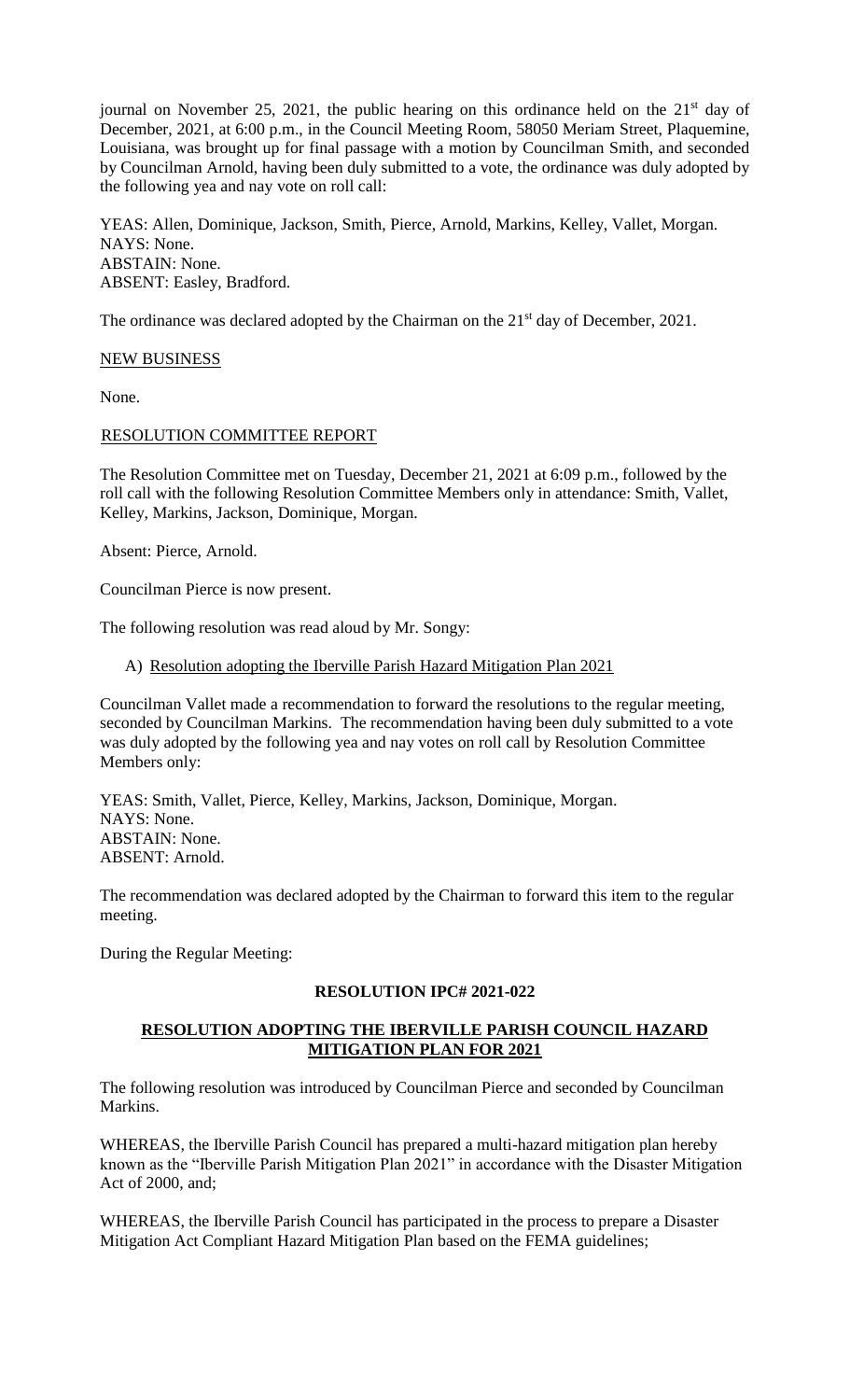journal on November 25, 2021, the public hearing on this ordinance held on the 21st day of December, 2021, at 6:00 p.m., in the Council Meeting Room, 58050 Meriam Street, Plaquemine, Louisiana, was brought up for final passage with a motion by Councilman Smith, and seconded by Councilman Arnold, having been duly submitted to a vote, the ordinance was duly adopted by the following yea and nay vote on roll call:

YEAS: Allen, Dominique, Jackson, Smith, Pierce, Arnold, Markins, Kelley, Vallet, Morgan.
NAYS: None.
ABSTAIN: None.
ABSENT: Easley, Bradford.

The ordinance was declared adopted by the Chairman on the 21st day of December, 2021.

NEW BUSINESS

None.

RESOLUTION COMMITTEE REPORT

The Resolution Committee met on Tuesday, December 21, 2021 at 6:09 p.m., followed by the roll call with the following Resolution Committee Members only in attendance: Smith, Vallet, Kelley, Markins, Jackson, Dominique, Morgan.

Absent: Pierce, Arnold.

Councilman Pierce is now present.

The following resolution was read aloud by Mr. Songy:

A) Resolution adopting the Iberville Parish Hazard Mitigation Plan 2021

Councilman Vallet made a recommendation to forward the resolutions to the regular meeting, seconded by Councilman Markins. The recommendation having been duly submitted to a vote was duly adopted by the following yea and nay votes on roll call by Resolution Committee Members only:

YEAS: Smith, Vallet, Pierce, Kelley, Markins, Jackson, Dominique, Morgan.
NAYS: None.
ABSTAIN: None.
ABSENT: Arnold.

The recommendation was declared adopted by the Chairman to forward this item to the regular meeting.

During the Regular Meeting:

**RESOLUTION IPC# 2021-022**

**RESOLUTION ADOPTING THE IBERVILLE PARISH COUNCIL HAZARD MITIGATION PLAN FOR 2021**

The following resolution was introduced by Councilman Pierce and seconded by Councilman Markins.

WHEREAS, the Iberville Parish Council has prepared a multi-hazard mitigation plan hereby known as the "Iberville Parish Mitigation Plan 2021" in accordance with the Disaster Mitigation Act of 2000, and;

WHEREAS, the Iberville Parish Council has participated in the process to prepare a Disaster Mitigation Act Compliant Hazard Mitigation Plan based on the FEMA guidelines;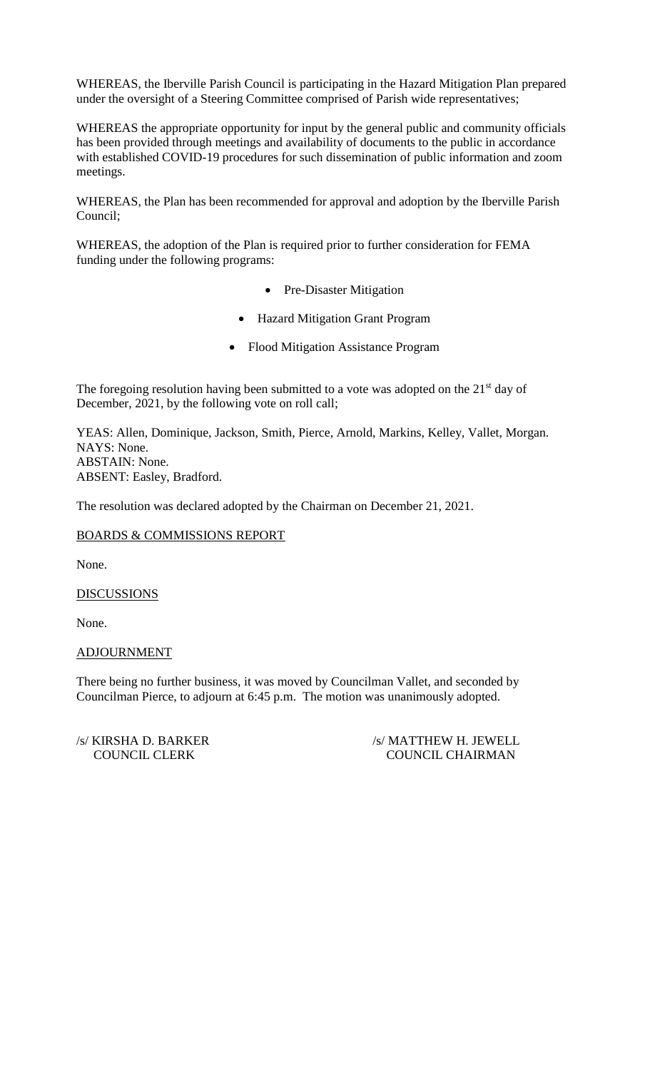WHEREAS, the Iberville Parish Council is participating in the Hazard Mitigation Plan prepared under the oversight of a Steering Committee comprised of Parish wide representatives;

WHEREAS the appropriate opportunity for input by the general public and community officials has been provided through meetings and availability of documents to the public in accordance with established COVID-19 procedures for such dissemination of public information and zoom meetings.

WHEREAS, the Plan has been recommended for approval and adoption by the Iberville Parish Council;

WHEREAS, the adoption of the Plan is required prior to further consideration for FEMA funding under the following programs:

- Pre-Disaster Mitigation
- Hazard Mitigation Grant Program
- Flood Mitigation Assistance Program

The foregoing resolution having been submitted to a vote was adopted on the 21st day of December, 2021, by the following vote on roll call;

YEAS: Allen, Dominique, Jackson, Smith, Pierce, Arnold, Markins, Kelley, Vallet, Morgan.
NAYS: None.
ABSTAIN: None.
ABSENT: Easley, Bradford.

The resolution was declared adopted by the Chairman on December 21, 2021.

BOARDS & COMMISSIONS REPORT

None.

DISCUSSIONS

None.

ADJOURNMENT

There being no further business, it was moved by Councilman Vallet, and seconded by Councilman Pierce, to adjourn at 6:45 p.m. The motion was unanimously adopted.

/s/ KIRSHA D. BARKER
COUNCIL CLERK

/s/ MATTHEW H. JEWELL
COUNCIL CHAIRMAN